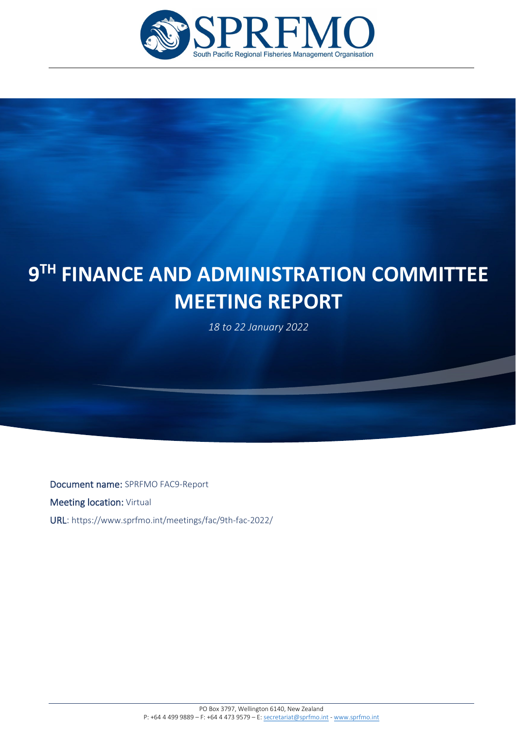SPRFMO

South Pacific Regional Fisheries Management Organisation

# 9TH FINANCE AND ADMINISTRATION COMMITTEE MEETING REPORT

*18 to 22 January 2022*

**Document name:** SPRFMO FAC9-Report

**Meeting location:** Virtual

**URL**: https://www.sprfmo.int/meetings/fac/9th-fac-2022/

PO Box 3797, Wellington 6140, New Zealand
P: +64 4 499 9889 – F: +64 4 473 9579 – E: secretariat@sprfmo.int - www.sprfmo.int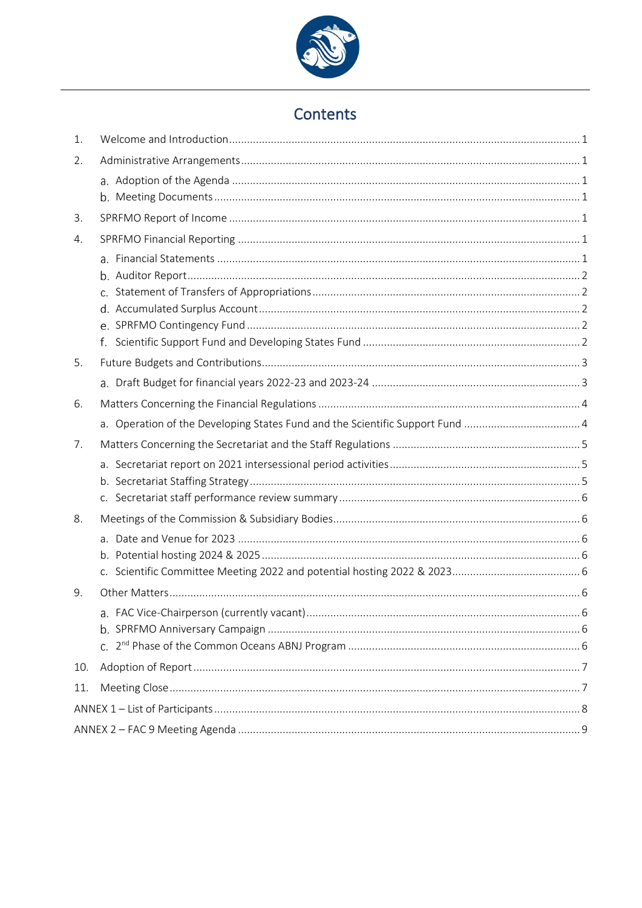# Contents

1. Welcome and Introduction ..... 1
2. Administrative Arrangements ..... 1
   a. Adoption of the Agenda ..... 1
   b. Meeting Documents ..... 1
3. SPRFMO Report of Income ..... 1
4. SPRFMO Financial Reporting ..... 1
   a. Financial Statements ..... 1
   b. Auditor Report ..... 2
   c. Statement of Transfers of Appropriations ..... 2
   d. Accumulated Surplus Account ..... 2
   e. SPRFMO Contingency Fund ..... 2
   f. Scientific Support Fund and Developing States Fund ..... 2
5. Future Budgets and Contributions ..... 3
   a. Draft Budget for financial years 2022-23 and 2023-24 ..... 3
6. Matters Concerning the Financial Regulations ..... 4
   a. Operation of the Developing States Fund and the Scientific Support Fund ..... 4
7. Matters Concerning the Secretariat and the Staff Regulations ..... 5
   a. Secretariat report on 2021 intersessional period activities ..... 5
   b. Secretariat Staffing Strategy ..... 5
   c. Secretariat staff performance review summary ..... 6
8. Meetings of the Commission & Subsidiary Bodies ..... 6
   a. Date and Venue for 2023 ..... 6
   b. Potential hosting 2024 & 2025 ..... 6
   c. Scientific Committee Meeting 2022 and potential hosting 2022 & 2023 ..... 6
9. Other Matters ..... 6
   a. FAC Vice-Chairperson (currently vacant) ..... 6
   b. SPRFMO Anniversary Campaign ..... 6
   c. 2nd Phase of the Common Oceans ABNJ Program ..... 6
10. Adoption of Report ..... 7
11. Meeting Close ..... 7

ANNEX 1 – List of Participants ..... 8

ANNEX 2 – FAC 9 Meeting Agenda ..... 9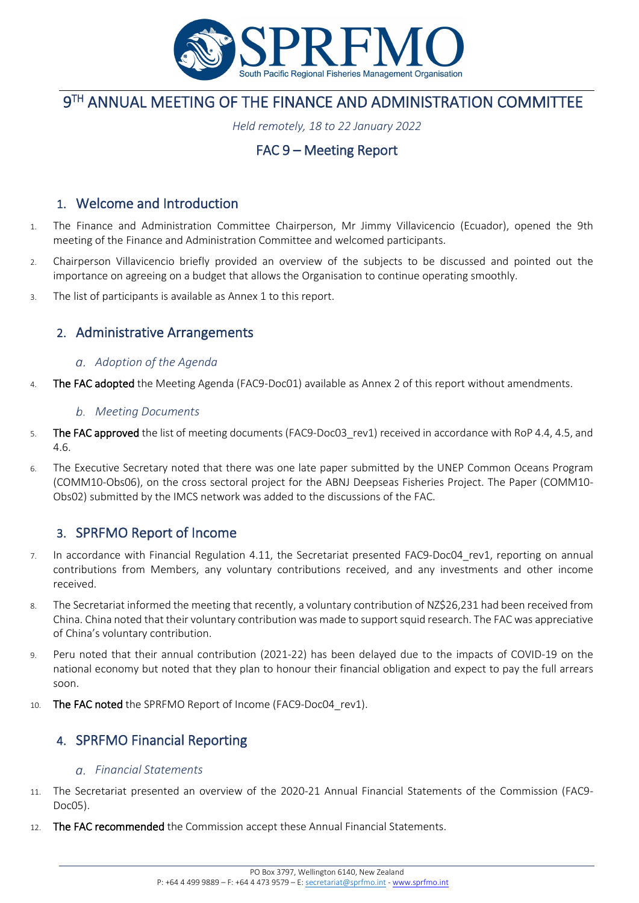# 9[TH] ANNUAL MEETING OF THE FINANCE AND ADMINISTRATION COMMITTEE

*Held remotely, 18 to 22 January 2022*

## FAC 9 – Meeting Report

## 1. Welcome and Introduction

1. The Finance and Administration Committee Chairperson, Mr Jimmy Villavicencio (Ecuador), opened the 9th meeting of the Finance and Administration Committee and welcomed participants.
2. Chairperson Villavicencio briefly provided an overview of the subjects to be discussed and pointed out the importance on agreeing on a budget that allows the Organisation to continue operating smoothly.
3. The list of participants is available as Annex 1 to this report.

## 2. Administrative Arrangements

### a. *Adoption of the Agenda*

4. **The FAC adopted** the Meeting Agenda (FAC9-Doc01) available as Annex 2 of this report without amendments.

### b. *Meeting Documents*

5. **The FAC approved** the list of meeting documents (FAC9-Doc03_rev1) received in accordance with RoP 4.4, 4.5, and 4.6.
6. The Executive Secretary noted that there was one late paper submitted by the UNEP Common Oceans Program (COMM10-Obs06), on the cross sectoral project for the ABNJ Deepseas Fisheries Project. The Paper (COMM10-Obs02) submitted by the IMCS network was added to the discussions of the FAC.

## 3. SPRFMO Report of Income

7. In accordance with Financial Regulation 4.11, the Secretariat presented FAC9-Doc04_rev1, reporting on annual contributions from Members, any voluntary contributions received, and any investments and other income received.
8. The Secretariat informed the meeting that recently, a voluntary contribution of NZ$26,231 had been received from China. China noted that their voluntary contribution was made to support squid research. The FAC was appreciative of China's voluntary contribution.
9. Peru noted that their annual contribution (2021-22) has been delayed due to the impacts of COVID-19 on the national economy but noted that they plan to honour their financial obligation and expect to pay the full arrears soon.
10. **The FAC noted** the SPRFMO Report of Income (FAC9-Doc04_rev1).

## 4. SPRFMO Financial Reporting

### a. *Financial Statements*

11. The Secretariat presented an overview of the 2020-21 Annual Financial Statements of the Commission (FAC9-Doc05).
12. **The FAC recommended** the Commission accept these Annual Financial Statements.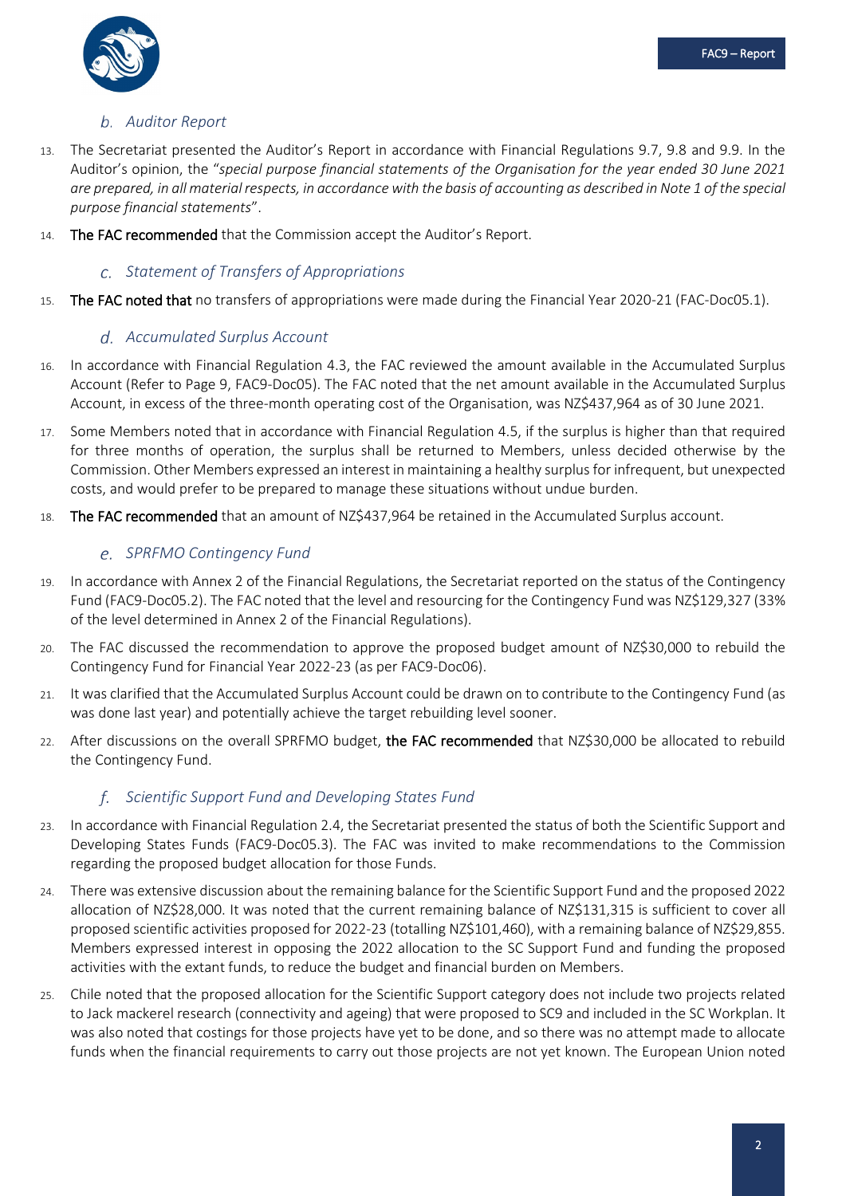### b. *Auditor Report*

13. The Secretariat presented the Auditor's Report in accordance with Financial Regulations 9.7, 9.8 and 9.9. In the Auditor's opinion, the "*special purpose financial statements of the Organisation for the year ended 30 June 2021 are prepared, in all material respects, in accordance with the basis of accounting as described in Note 1 of the special purpose financial statements*".

14. **The FAC recommended** that the Commission accept the Auditor's Report.

### c. *Statement of Transfers of Appropriations*

15. **The FAC noted that** no transfers of appropriations were made during the Financial Year 2020-21 (FAC-Doc05.1).

### d. *Accumulated Surplus Account*

16. In accordance with Financial Regulation 4.3, the FAC reviewed the amount available in the Accumulated Surplus Account (Refer to Page 9, FAC9-Doc05). The FAC noted that the net amount available in the Accumulated Surplus Account, in excess of the three-month operating cost of the Organisation, was NZ$437,964 as of 30 June 2021.

17. Some Members noted that in accordance with Financial Regulation 4.5, if the surplus is higher than that required for three months of operation, the surplus shall be returned to Members, unless decided otherwise by the Commission. Other Members expressed an interest in maintaining a healthy surplus for infrequent, but unexpected costs, and would prefer to be prepared to manage these situations without undue burden.

18. **The FAC recommended** that an amount of NZ$437,964 be retained in the Accumulated Surplus account.

### e. *SPRFMO Contingency Fund*

19. In accordance with Annex 2 of the Financial Regulations, the Secretariat reported on the status of the Contingency Fund (FAC9-Doc05.2). The FAC noted that the level and resourcing for the Contingency Fund was NZ$129,327 (33% of the level determined in Annex 2 of the Financial Regulations).

20. The FAC discussed the recommendation to approve the proposed budget amount of NZ$30,000 to rebuild the Contingency Fund for Financial Year 2022-23 (as per FAC9-Doc06).

21. It was clarified that the Accumulated Surplus Account could be drawn on to contribute to the Contingency Fund (as was done last year) and potentially achieve the target rebuilding level sooner.

22. After discussions on the overall SPRFMO budget, **the FAC recommended** that NZ$30,000 be allocated to rebuild the Contingency Fund.

### f. *Scientific Support Fund and Developing States Fund*

23. In accordance with Financial Regulation 2.4, the Secretariat presented the status of both the Scientific Support and Developing States Funds (FAC9-Doc05.3). The FAC was invited to make recommendations to the Commission regarding the proposed budget allocation for those Funds.

24. There was extensive discussion about the remaining balance for the Scientific Support Fund and the proposed 2022 allocation of NZ$28,000. It was noted that the current remaining balance of NZ$131,315 is sufficient to cover all proposed scientific activities proposed for 2022-23 (totalling NZ$101,460), with a remaining balance of NZ$29,855. Members expressed interest in opposing the 2022 allocation to the SC Support Fund and funding the proposed activities with the extant funds, to reduce the budget and financial burden on Members.

25. Chile noted that the proposed allocation for the Scientific Support category does not include two projects related to Jack mackerel research (connectivity and ageing) that were proposed to SC9 and included in the SC Workplan. It was also noted that costings for those projects have yet to be done, and so there was no attempt made to allocate funds when the financial requirements to carry out those projects are not yet known. The European Union noted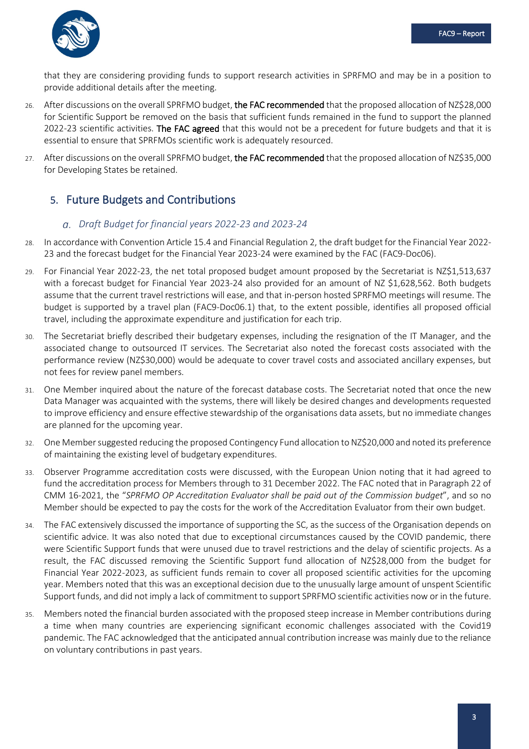that they are considering providing funds to support research activities in SPRFMO and may be in a position to provide additional details after the meeting.

26. After discussions on the overall SPRFMO budget, **the FAC recommended** that the proposed allocation of NZ$28,000 for Scientific Support be removed on the basis that sufficient funds remained in the fund to support the planned 2022-23 scientific activities. **The FAC agreed** that this would not be a precedent for future budgets and that it is essential to ensure that SPRFMOs scientific work is adequately resourced.

27. After discussions on the overall SPRFMO budget, **the FAC recommended** that the proposed allocation of NZ$35,000 for Developing States be retained.

## 5. Future Budgets and Contributions

### *a. Draft Budget for financial years 2022-23 and 2023-24*

28. In accordance with Convention Article 15.4 and Financial Regulation 2, the draft budget for the Financial Year 2022-23 and the forecast budget for the Financial Year 2023-24 were examined by the FAC (FAC9-Doc06).

29. For Financial Year 2022-23, the net total proposed budget amount proposed by the Secretariat is NZ$1,513,637 with a forecast budget for Financial Year 2023-24 also provided for an amount of NZ $1,628,562. Both budgets assume that the current travel restrictions will ease, and that in-person hosted SPRFMO meetings will resume. The budget is supported by a travel plan (FAC9-Doc06.1) that, to the extent possible, identifies all proposed official travel, including the approximate expenditure and justification for each trip.

30. The Secretariat briefly described their budgetary expenses, including the resignation of the IT Manager, and the associated change to outsourced IT services. The Secretariat also noted the forecast costs associated with the performance review (NZ$30,000) would be adequate to cover travel costs and associated ancillary expenses, but not fees for review panel members.

31. One Member inquired about the nature of the forecast database costs. The Secretariat noted that once the new Data Manager was acquainted with the systems, there will likely be desired changes and developments requested to improve efficiency and ensure effective stewardship of the organisations data assets, but no immediate changes are planned for the upcoming year.

32. One Member suggested reducing the proposed Contingency Fund allocation to NZ$20,000 and noted its preference of maintaining the existing level of budgetary expenditures.

33. Observer Programme accreditation costs were discussed, with the European Union noting that it had agreed to fund the accreditation process for Members through to 31 December 2022. The FAC noted that in Paragraph 22 of CMM 16-2021, the "*SPRFMO OP Accreditation Evaluator shall be paid out of the Commission budget*", and so no Member should be expected to pay the costs for the work of the Accreditation Evaluator from their own budget.

34. The FAC extensively discussed the importance of supporting the SC, as the success of the Organisation depends on scientific advice. It was also noted that due to exceptional circumstances caused by the COVID pandemic, there were Scientific Support funds that were unused due to travel restrictions and the delay of scientific projects. As a result, the FAC discussed removing the Scientific Support fund allocation of NZ$28,000 from the budget for Financial Year 2022-2023, as sufficient funds remain to cover all proposed scientific activities for the upcoming year. Members noted that this was an exceptional decision due to the unusually large amount of unspent Scientific Support funds, and did not imply a lack of commitment to support SPRFMO scientific activities now or in the future.

35. Members noted the financial burden associated with the proposed steep increase in Member contributions during a time when many countries are experiencing significant economic challenges associated with the Covid19 pandemic. The FAC acknowledged that the anticipated annual contribution increase was mainly due to the reliance on voluntary contributions in past years.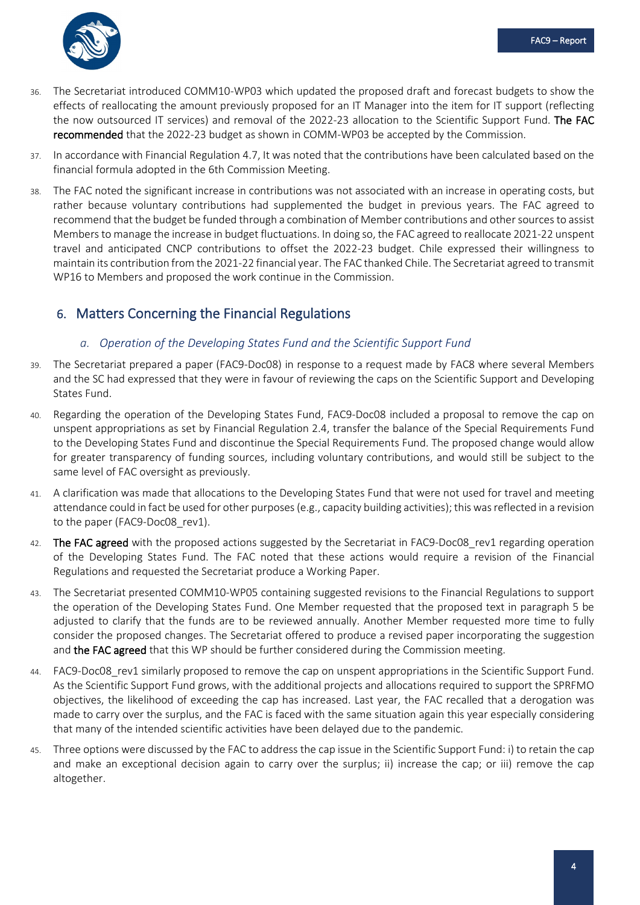36. The Secretariat introduced COMM10-WP03 which updated the proposed draft and forecast budgets to show the effects of reallocating the amount previously proposed for an IT Manager into the item for IT support (reflecting the now outsourced IT services) and removal of the 2022-23 allocation to the Scientific Support Fund. **The FAC recommended** that the 2022-23 budget as shown in COMM-WP03 be accepted by the Commission.

37. In accordance with Financial Regulation 4.7, It was noted that the contributions have been calculated based on the financial formula adopted in the 6th Commission Meeting.

38. The FAC noted the significant increase in contributions was not associated with an increase in operating costs, but rather because voluntary contributions had supplemented the budget in previous years. The FAC agreed to recommend that the budget be funded through a combination of Member contributions and other sources to assist Members to manage the increase in budget fluctuations. In doing so, the FAC agreed to reallocate 2021-22 unspent travel and anticipated CNCP contributions to offset the 2022-23 budget. Chile expressed their willingness to maintain its contribution from the 2021-22 financial year. The FAC thanked Chile. The Secretariat agreed to transmit WP16 to Members and proposed the work continue in the Commission.

## 6. Matters Concerning the Financial Regulations

### *a. Operation of the Developing States Fund and the Scientific Support Fund*

39. The Secretariat prepared a paper (FAC9-Doc08) in response to a request made by FAC8 where several Members and the SC had expressed that they were in favour of reviewing the caps on the Scientific Support and Developing States Fund.

40. Regarding the operation of the Developing States Fund, FAC9-Doc08 included a proposal to remove the cap on unspent appropriations as set by Financial Regulation 2.4, transfer the balance of the Special Requirements Fund to the Developing States Fund and discontinue the Special Requirements Fund. The proposed change would allow for greater transparency of funding sources, including voluntary contributions, and would still be subject to the same level of FAC oversight as previously.

41. A clarification was made that allocations to the Developing States Fund that were not used for travel and meeting attendance could in fact be used for other purposes (e.g., capacity building activities); this was reflected in a revision to the paper (FAC9-Doc08_rev1).

42. **The FAC agreed** with the proposed actions suggested by the Secretariat in FAC9-Doc08_rev1 regarding operation of the Developing States Fund. The FAC noted that these actions would require a revision of the Financial Regulations and requested the Secretariat produce a Working Paper.

43. The Secretariat presented COMM10-WP05 containing suggested revisions to the Financial Regulations to support the operation of the Developing States Fund. One Member requested that the proposed text in paragraph 5 be adjusted to clarify that the funds are to be reviewed annually. Another Member requested more time to fully consider the proposed changes. The Secretariat offered to produce a revised paper incorporating the suggestion and **the FAC agreed** that this WP should be further considered during the Commission meeting.

44. FAC9-Doc08_rev1 similarly proposed to remove the cap on unspent appropriations in the Scientific Support Fund. As the Scientific Support Fund grows, with the additional projects and allocations required to support the SPRFMO objectives, the likelihood of exceeding the cap has increased. Last year, the FAC recalled that a derogation was made to carry over the surplus, and the FAC is faced with the same situation again this year especially considering that many of the intended scientific activities have been delayed due to the pandemic.

45. Three options were discussed by the FAC to address the cap issue in the Scientific Support Fund: i) to retain the cap and make an exceptional decision again to carry over the surplus; ii) increase the cap; or iii) remove the cap altogether.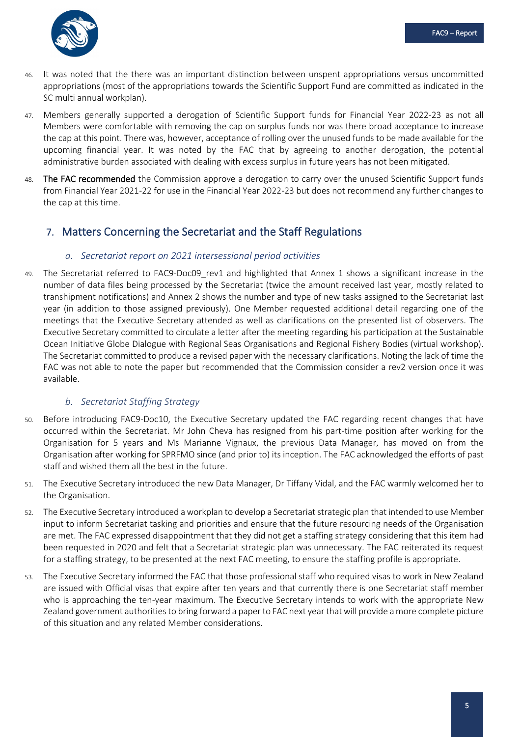46. It was noted that the there was an important distinction between unspent appropriations versus uncommitted appropriations (most of the appropriations towards the Scientific Support Fund are committed as indicated in the SC multi annual workplan).

47. Members generally supported a derogation of Scientific Support funds for Financial Year 2022-23 as not all Members were comfortable with removing the cap on surplus funds nor was there broad acceptance to increase the cap at this point. There was, however, acceptance of rolling over the unused funds to be made available for the upcoming financial year. It was noted by the FAC that by agreeing to another derogation, the potential administrative burden associated with dealing with excess surplus in future years has not been mitigated.

48. **The FAC recommended** the Commission approve a derogation to carry over the unused Scientific Support funds from Financial Year 2021-22 for use in the Financial Year 2022-23 but does not recommend any further changes to the cap at this time.

## 7. Matters Concerning the Secretariat and the Staff Regulations

### *a. Secretariat report on 2021 intersessional period activities*

49. The Secretariat referred to FAC9-Doc09_rev1 and highlighted that Annex 1 shows a significant increase in the number of data files being processed by the Secretariat (twice the amount received last year, mostly related to transhipment notifications) and Annex 2 shows the number and type of new tasks assigned to the Secretariat last year (in addition to those assigned previously). One Member requested additional detail regarding one of the meetings that the Executive Secretary attended as well as clarifications on the presented list of observers. The Executive Secretary committed to circulate a letter after the meeting regarding his participation at the Sustainable Ocean Initiative Globe Dialogue with Regional Seas Organisations and Regional Fishery Bodies (virtual workshop). The Secretariat committed to produce a revised paper with the necessary clarifications. Noting the lack of time the FAC was not able to note the paper but recommended that the Commission consider a rev2 version once it was available.

### *b. Secretariat Staffing Strategy*

50. Before introducing FAC9-Doc10, the Executive Secretary updated the FAC regarding recent changes that have occurred within the Secretariat. Mr John Cheva has resigned from his part-time position after working for the Organisation for 5 years and Ms Marianne Vignaux, the previous Data Manager, has moved on from the Organisation after working for SPRFMO since (and prior to) its inception. The FAC acknowledged the efforts of past staff and wished them all the best in the future.

51. The Executive Secretary introduced the new Data Manager, Dr Tiffany Vidal, and the FAC warmly welcomed her to the Organisation.

52. The Executive Secretary introduced a workplan to develop a Secretariat strategic plan that intended to use Member input to inform Secretariat tasking and priorities and ensure that the future resourcing needs of the Organisation are met. The FAC expressed disappointment that they did not get a staffing strategy considering that this item had been requested in 2020 and felt that a Secretariat strategic plan was unnecessary. The FAC reiterated its request for a staffing strategy, to be presented at the next FAC meeting, to ensure the staffing profile is appropriate.

53. The Executive Secretary informed the FAC that those professional staff who required visas to work in New Zealand are issued with Official visas that expire after ten years and that currently there is one Secretariat staff member who is approaching the ten-year maximum. The Executive Secretary intends to work with the appropriate New Zealand government authorities to bring forward a paper to FAC next year that will provide a more complete picture of this situation and any related Member considerations.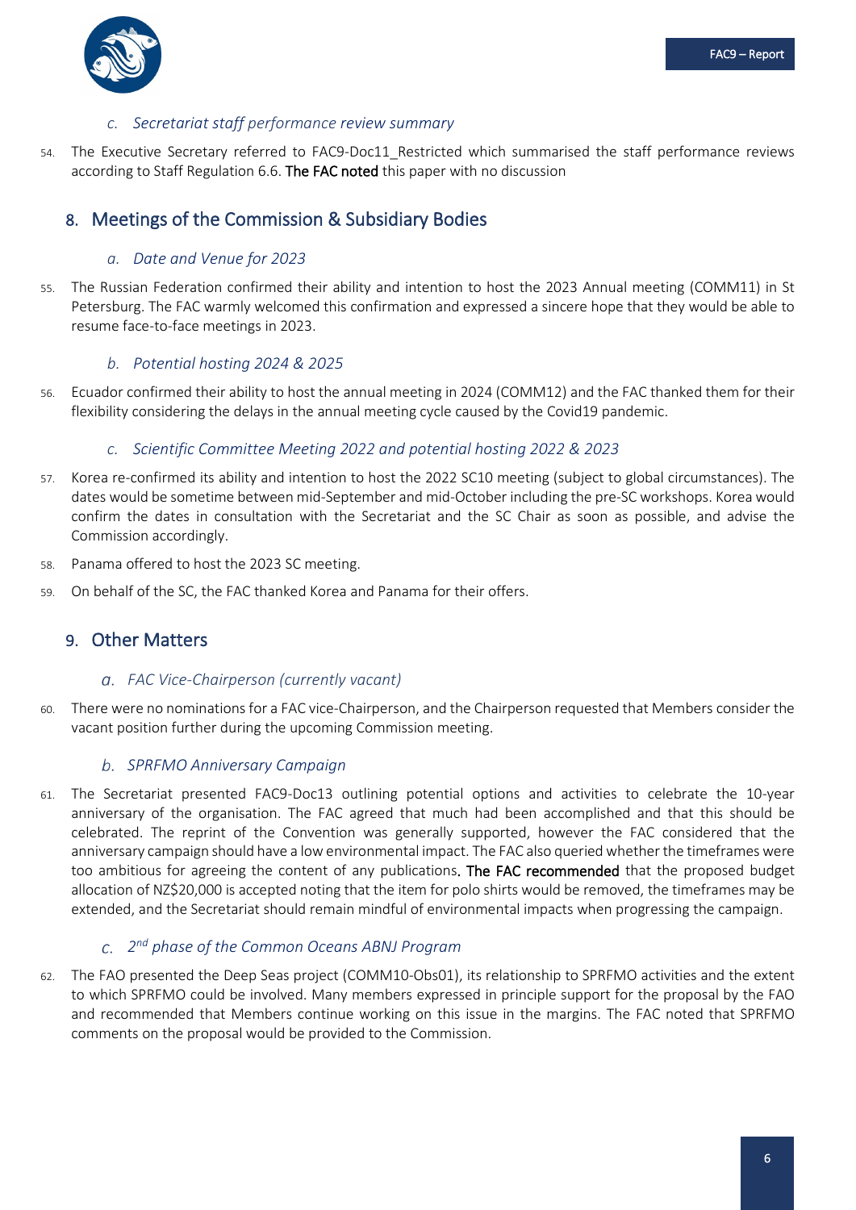### c. *Secretariat staff performance review summary*

54. The Executive Secretary referred to FAC9-Doc11_Restricted which summarised the staff performance reviews according to Staff Regulation 6.6. **The FAC noted** this paper with no discussion

## 8. Meetings of the Commission & Subsidiary Bodies

### a. *Date and Venue for 2023*

55. The Russian Federation confirmed their ability and intention to host the 2023 Annual meeting (COMM11) in St Petersburg. The FAC warmly welcomed this confirmation and expressed a sincere hope that they would be able to resume face-to-face meetings in 2023.

### b. *Potential hosting 2024 & 2025*

56. Ecuador confirmed their ability to host the annual meeting in 2024 (COMM12) and the FAC thanked them for their flexibility considering the delays in the annual meeting cycle caused by the Covid19 pandemic.

### c. *Scientific Committee Meeting 2022 and potential hosting 2022 & 2023*

57. Korea re-confirmed its ability and intention to host the 2022 SC10 meeting (subject to global circumstances). The dates would be sometime between mid-September and mid-October including the pre-SC workshops. Korea would confirm the dates in consultation with the Secretariat and the SC Chair as soon as possible, and advise the Commission accordingly.
58. Panama offered to host the 2023 SC meeting.
59. On behalf of the SC, the FAC thanked Korea and Panama for their offers.

## 9. Other Matters

### a. *FAC Vice-Chairperson (currently vacant)*

60. There were no nominations for a FAC vice-Chairperson, and the Chairperson requested that Members consider the vacant position further during the upcoming Commission meeting.

### b. *SPRFMO Anniversary Campaign*

61. The Secretariat presented FAC9-Doc13 outlining potential options and activities to celebrate the 10-year anniversary of the organisation. The FAC agreed that much had been accomplished and that this should be celebrated. The reprint of the Convention was generally supported, however the FAC considered that the anniversary campaign should have a low environmental impact. The FAC also queried whether the timeframes were too ambitious for agreeing the content of any publications. **The FAC recommended** that the proposed budget allocation of NZ$20,000 is accepted noting that the item for polo shirts would be removed, the timeframes may be extended, and the Secretariat should remain mindful of environmental impacts when progressing the campaign.

### c. *2nd phase of the Common Oceans ABNJ Program*

62. The FAO presented the Deep Seas project (COMM10-Obs01), its relationship to SPRFMO activities and the extent to which SPRFMO could be involved. Many members expressed in principle support for the proposal by the FAO and recommended that Members continue working on this issue in the margins. The FAC noted that SPRFMO comments on the proposal would be provided to the Commission.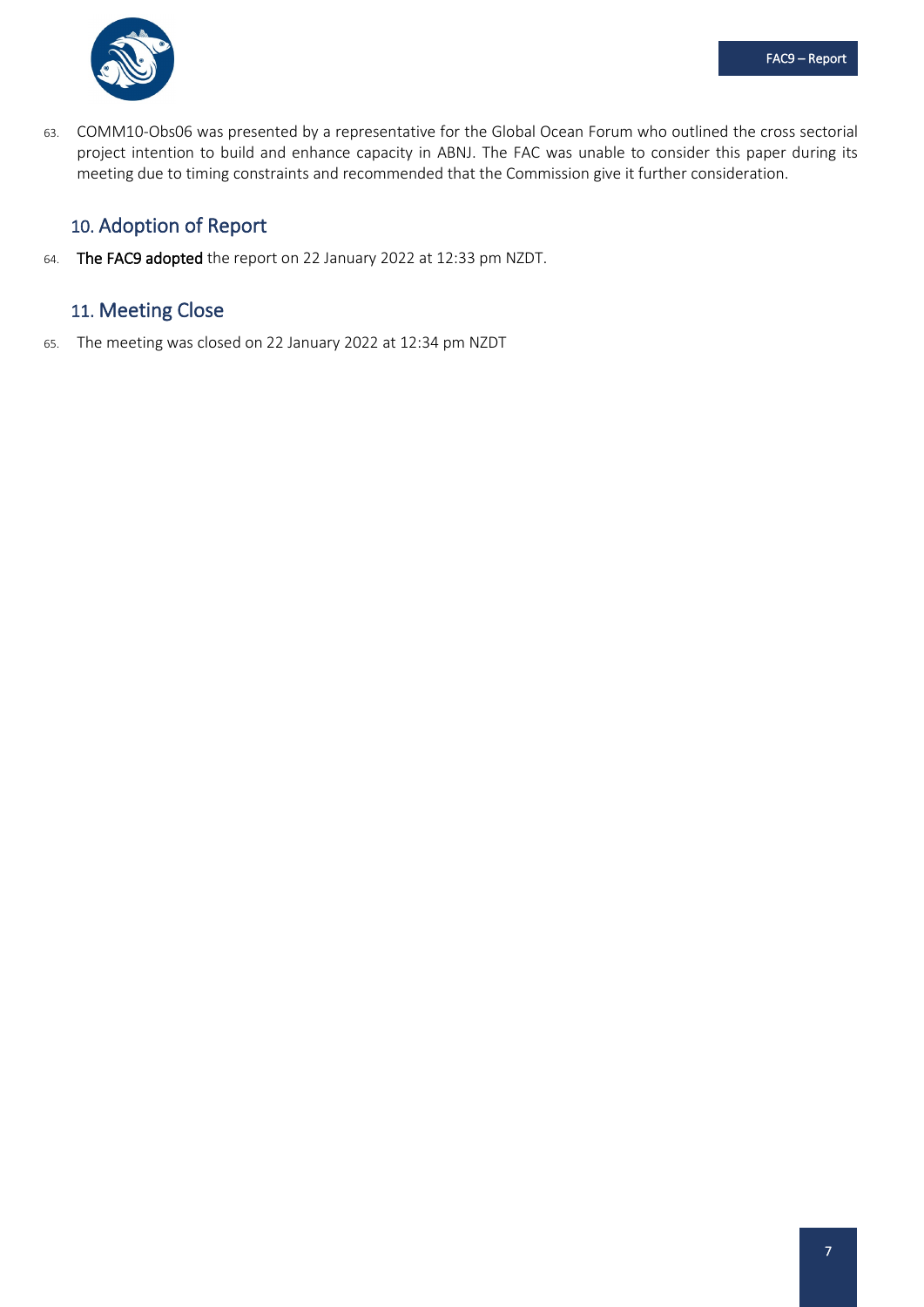63. COMM10-Obs06 was presented by a representative for the Global Ocean Forum who outlined the cross sectorial project intention to build and enhance capacity in ABNJ. The FAC was unable to consider this paper during its meeting due to timing constraints and recommended that the Commission give it further consideration.

## 10. Adoption of Report

64. **The FAC9 adopted** the report on 22 January 2022 at 12:33 pm NZDT.

## 11. Meeting Close

65. The meeting was closed on 22 January 2022 at 12:34 pm NZDT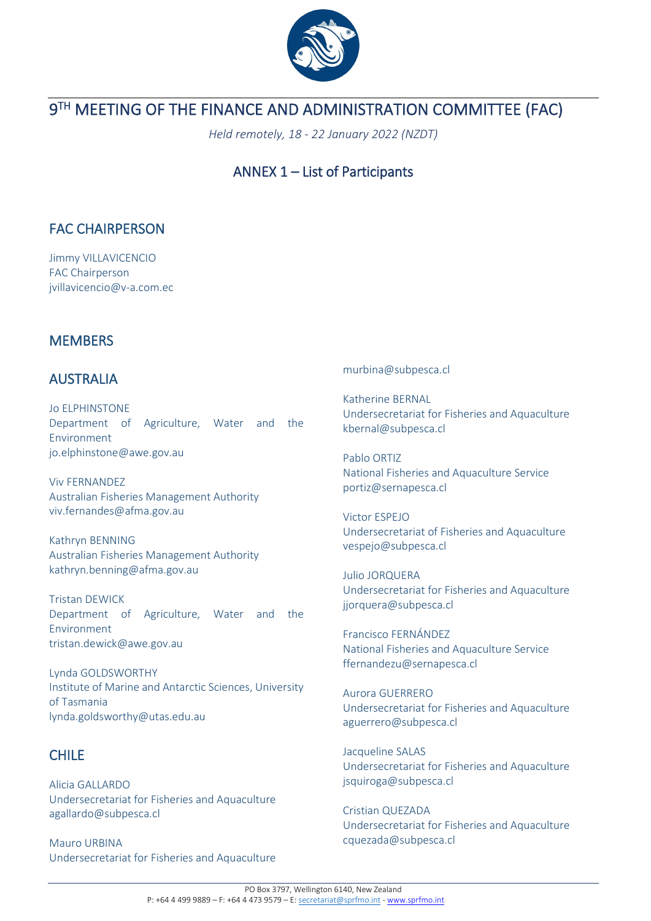# 9TH MEETING OF THE FINANCE AND ADMINISTRATION COMMITTEE (FAC)

*Held remotely, 18 - 22 January 2022 (NZDT)*

## ANNEX 1 – List of Participants

## FAC CHAIRPERSON

Jimmy VILLAVICENCIO
FAC Chairperson
jvillavicencio@v-a.com.ec

## MEMBERS

## AUSTRALIA

Jo ELPHINSTONE
Department of Agriculture, Water and the Environment
jo.elphinstone@awe.gov.au

Viv FERNANDEZ
Australian Fisheries Management Authority
viv.fernandes@afma.gov.au

Kathryn BENNING
Australian Fisheries Management Authority
kathryn.benning@afma.gov.au

Tristan DEWICK
Department of Agriculture, Water and the Environment
tristan.dewick@awe.gov.au

Lynda GOLDSWORTHY
Institute of Marine and Antarctic Sciences, University of Tasmania
lynda.goldsworthy@utas.edu.au

## CHILE

Alicia GALLARDO
Undersecretariat for Fisheries and Aquaculture
agallardo@subpesca.cl

Mauro URBINA
Undersecretariat for Fisheries and Aquaculture
murbina@subpesca.cl

Katherine BERNAL
Undersecretariat for Fisheries and Aquaculture
kbernal@subpesca.cl

Pablo ORTIZ
National Fisheries and Aquaculture Service
portiz@sernapesca.cl

Victor ESPEJO
Undersecretariat of Fisheries and Aquaculture
vespejo@subpesca.cl

Julio JORQUERA
Undersecretariat for Fisheries and Aquaculture
jjorquera@subpesca.cl

Francisco FERNÁNDEZ
National Fisheries and Aquaculture Service
ffernandezu@sernapesca.cl

Aurora GUERRERO
Undersecretariat for Fisheries and Aquaculture
aguerrero@subpesca.cl

Jacqueline SALAS
Undersecretariat for Fisheries and Aquaculture
jsquiroga@subpesca.cl

Cristian QUEZADA
Undersecretariat for Fisheries and Aquaculture
cquezada@subpesca.cl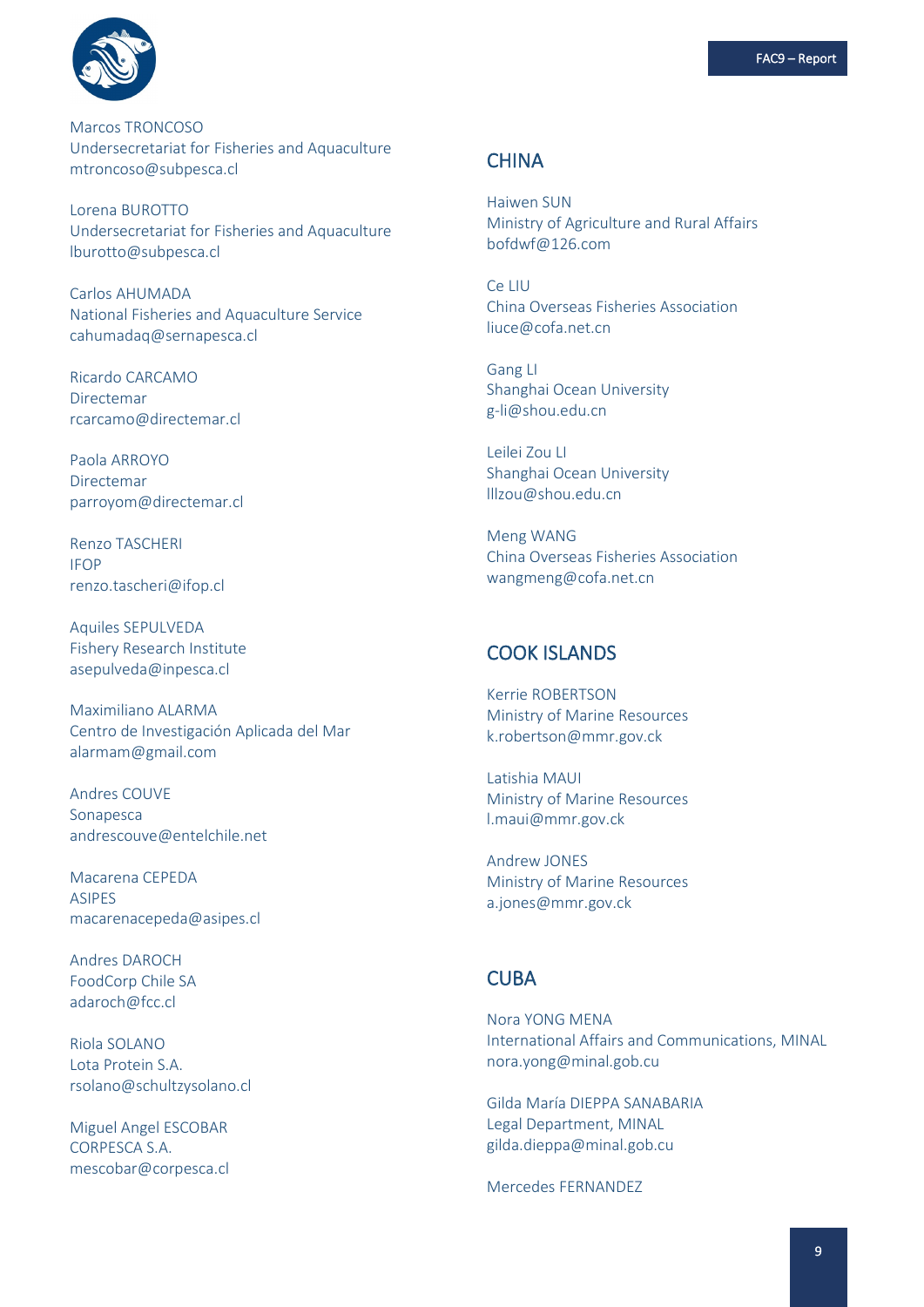Marcos TRONCOSO
Undersecretariat for Fisheries and Aquaculture
mtroncoso@subpesca.cl

Lorena BUROTTO
Undersecretariat for Fisheries and Aquaculture
lburotto@subpesca.cl

Carlos AHUMADA
National Fisheries and Aquaculture Service
cahumadaq@sernapesca.cl

Ricardo CARCAMO
Directemar
rcarcamo@directemar.cl

Paola ARROYO
Directemar
parroyom@directemar.cl

Renzo TASCHERI
IFOP
renzo.tascheri@ifop.cl

Aquiles SEPULVEDA
Fishery Research Institute
asepulveda@inpesca.cl

Maximiliano ALARMA
Centro de Investigación Aplicada del Mar
alarmam@gmail.com

Andres COUVE
Sonapesca
andrescouve@entelchile.net

Macarena CEPEDA
ASIPES
macarenacepeda@asipes.cl

Andres DAROCH
FoodCorp Chile SA
adaroch@fcc.cl

Riola SOLANO
Lota Protein S.A.
rsolano@schultzysolano.cl

Miguel Angel ESCOBAR
CORPESCA S.A.
mescobar@corpesca.cl

## CHINA

Haiwen SUN
Ministry of Agriculture and Rural Affairs
bofdwf@126.com

Ce LIU
China Overseas Fisheries Association
liuce@cofa.net.cn

Gang LI
Shanghai Ocean University
g-li@shou.edu.cn

Leilei Zou LI
Shanghai Ocean University
lllzou@shou.edu.cn

Meng WANG
China Overseas Fisheries Association
wangmeng@cofa.net.cn

## COOK ISLANDS

Kerrie ROBERTSON
Ministry of Marine Resources
k.robertson@mmr.gov.ck

Latishia MAUI
Ministry of Marine Resources
l.maui@mmr.gov.ck

Andrew JONES
Ministry of Marine Resources
a.jones@mmr.gov.ck

## CUBA

Nora YONG MENA
International Affairs and Communications, MINAL
nora.yong@minal.gob.cu

Gilda María DIEPPA SANABARIA
Legal Department, MINAL
gilda.dieppa@minal.gob.cu

Mercedes FERNANDEZ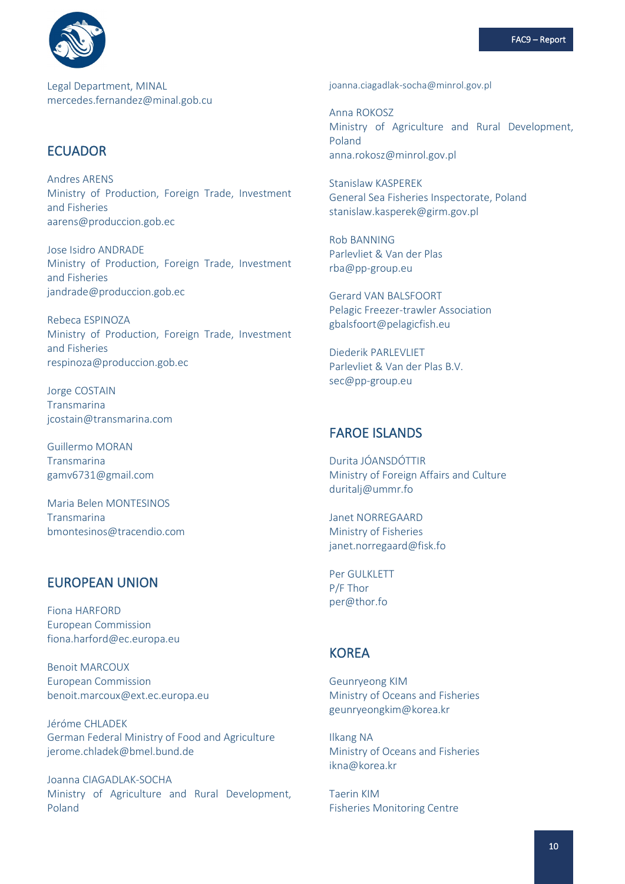Legal Department, MINAL
mercedes.fernandez@minal.gob.cu

## ECUADOR

Andres ARENS
Ministry of Production, Foreign Trade, Investment and Fisheries
aarens@produccion.gob.ec

Jose Isidro ANDRADE
Ministry of Production, Foreign Trade, Investment and Fisheries
jandrade@produccion.gob.ec

Rebeca ESPINOZA
Ministry of Production, Foreign Trade, Investment and Fisheries
respinoza@produccion.gob.ec

Jorge COSTAIN
Transmarina
jcostain@transmarina.com

Guillermo MORAN
Transmarina
gamv6731@gmail.com

Maria Belen MONTESINOS
Transmarina
bmontesinos@tracendio.com

## EUROPEAN UNION

Fiona HARFORD
European Commission
fiona.harford@ec.europa.eu

Benoit MARCOUX
European Commission
benoit.marcoux@ext.ec.europa.eu

Jéróme CHLADEK
German Federal Ministry of Food and Agriculture
jerome.chladek@bmel.bund.de

Joanna CIAGADLAK-SOCHA
Ministry of Agriculture and Rural Development, Poland
joanna.ciagadlak-socha@minrol.gov.pl

Anna ROKOSZ
Ministry of Agriculture and Rural Development, Poland
anna.rokosz@minrol.gov.pl

Stanislaw KASPEREK
General Sea Fisheries Inspectorate, Poland
stanislaw.kasperek@girm.gov.pl

Rob BANNING
Parlevliet & Van der Plas
rba@pp-group.eu

Gerard VAN BALSFOORT
Pelagic Freezer-trawler Association
gbalsfoort@pelagicfish.eu

Diederik PARLEVLIET
Parlevliet & Van der Plas B.V.
sec@pp-group.eu

## FAROE ISLANDS

Durita JÓANSDÓTTIR
Ministry of Foreign Affairs and Culture
duritalj@ummr.fo

Janet NORREGAARD
Ministry of Fisheries
janet.norregaard@fisk.fo

Per GULKLETT
P/F Thor
per@thor.fo

## KOREA

Geunryeong KIM
Ministry of Oceans and Fisheries
geunryeongkim@korea.kr

Ilkang NA
Ministry of Oceans and Fisheries
ikna@korea.kr

Taerin KIM
Fisheries Monitoring Centre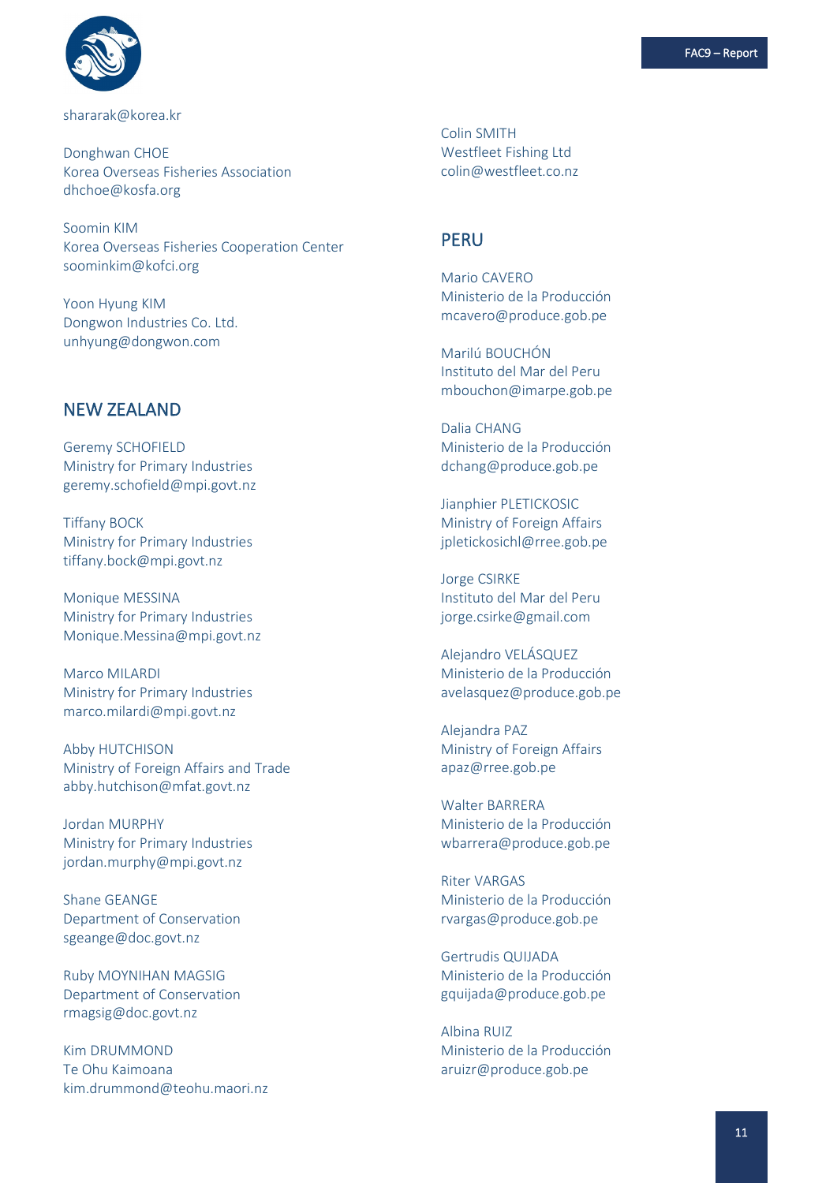shararak@korea.kr

Donghwan CHOE
Korea Overseas Fisheries Association
dhchoe@kosfa.org

Soomin KIM
Korea Overseas Fisheries Cooperation Center
soominkim@kofci.org

Yoon Hyung KIM
Dongwon Industries Co. Ltd.
unhyung@dongwon.com

## NEW ZEALAND

Geremy SCHOFIELD
Ministry for Primary Industries
geremy.schofield@mpi.govt.nz

Tiffany BOCK
Ministry for Primary Industries
tiffany.bock@mpi.govt.nz

Monique MESSINA
Ministry for Primary Industries
Monique.Messina@mpi.govt.nz

Marco MILARDI
Ministry for Primary Industries
marco.milardi@mpi.govt.nz

Abby HUTCHISON
Ministry of Foreign Affairs and Trade
abby.hutchison@mfat.govt.nz

Jordan MURPHY
Ministry for Primary Industries
jordan.murphy@mpi.govt.nz

Shane GEANGE
Department of Conservation
sgeange@doc.govt.nz

Ruby MOYNIHAN MAGSIG
Department of Conservation
rmagsig@doc.govt.nz

Kim DRUMMOND
Te Ohu Kaimoana
kim.drummond@teohu.maori.nz

Colin SMITH
Westfleet Fishing Ltd
colin@westfleet.co.nz

## PERU

Mario CAVERO
Ministerio de la Producción
mcavero@produce.gob.pe

Marilú BOUCHÓN
Instituto del Mar del Peru
mbouchon@imarpe.gob.pe

Dalia CHANG
Ministerio de la Producción
dchang@produce.gob.pe

Jianphier PLETICKOSIC
Ministry of Foreign Affairs
jpletickosichl@rree.gob.pe

Jorge CSIRKE
Instituto del Mar del Peru
jorge.csirke@gmail.com

Alejandro VELÁSQUEZ
Ministerio de la Producción
avelasquez@produce.gob.pe

Alejandra PAZ
Ministry of Foreign Affairs
apaz@rree.gob.pe

Walter BARRERA
Ministerio de la Producción
wbarrera@produce.gob.pe

Riter VARGAS
Ministerio de la Producción
rvargas@produce.gob.pe

Gertrudis QUIJADA
Ministerio de la Producción
gquijada@produce.gob.pe

Albina RUIZ
Ministerio de la Producción
aruizr@produce.gob.pe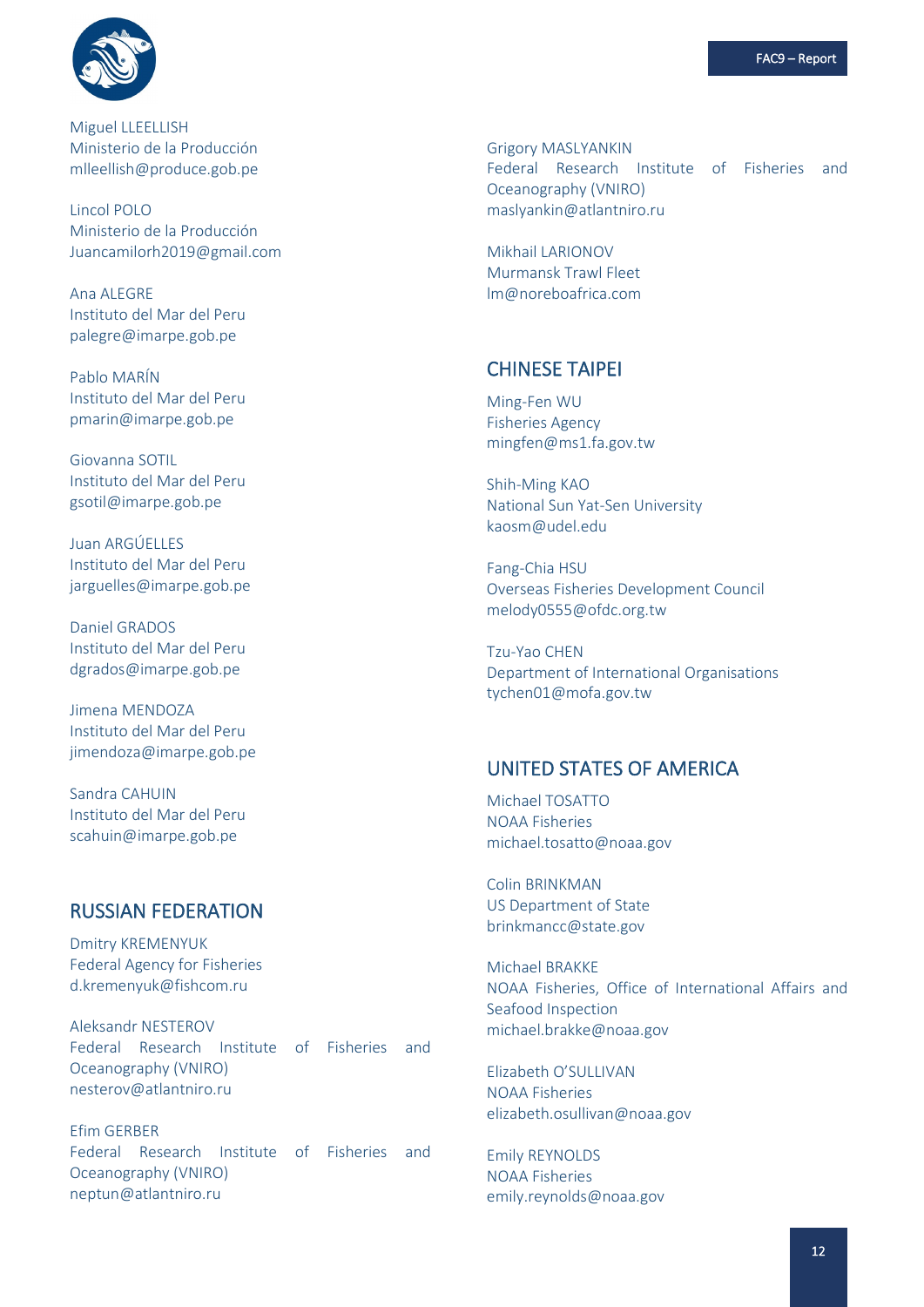Miguel LLEELLISH
Ministerio de la Producción
mlleellish@produce.gob.pe

Lincol POLO
Ministerio de la Producción
Juancamilorh2019@gmail.com

Ana ALEGRE
Instituto del Mar del Peru
palegre@imarpe.gob.pe

Pablo MARÍN
Instituto del Mar del Peru
pmarin@imarpe.gob.pe

Giovanna SOTIL
Instituto del Mar del Peru
gsotil@imarpe.gob.pe

Juan ARGÚELLES
Instituto del Mar del Peru
jarguelles@imarpe.gob.pe

Daniel GRADOS
Instituto del Mar del Peru
dgrados@imarpe.gob.pe

Jimena MENDOZA
Instituto del Mar del Peru
jimendoza@imarpe.gob.pe

Sandra CAHUIN
Instituto del Mar del Peru
scahuin@imarpe.gob.pe

## RUSSIAN FEDERATION

Dmitry KREMENYUK
Federal Agency for Fisheries
d.kremenyuk@fishcom.ru

Aleksandr NESTEROV
Federal Research Institute of Fisheries and Oceanography (VNIRO)
nesterov@atlantniro.ru

Efim GERBER
Federal Research Institute of Fisheries and Oceanography (VNIRO)
neptun@atlantniro.ru

Grigory MASLYANKIN
Federal Research Institute of Fisheries and Oceanography (VNIRO)
maslyankin@atlantniro.ru

Mikhail LARIONOV
Murmansk Trawl Fleet
lm@noreboafrica.com

## CHINESE TAIPEI

Ming-Fen WU
Fisheries Agency
mingfen@ms1.fa.gov.tw

Shih-Ming KAO
National Sun Yat-Sen University
kaosm@udel.edu

Fang-Chia HSU
Overseas Fisheries Development Council
melody0555@ofdc.org.tw

Tzu-Yao CHEN
Department of International Organisations
tychen01@mofa.gov.tw

## UNITED STATES OF AMERICA

Michael TOSATTO
NOAA Fisheries
michael.tosatto@noaa.gov

Colin BRINKMAN
US Department of State
brinkmancc@state.gov

Michael BRAKKE
NOAA Fisheries, Office of International Affairs and Seafood Inspection
michael.brakke@noaa.gov

Elizabeth O'SULLIVAN
NOAA Fisheries
elizabeth.osullivan@noaa.gov

Emily REYNOLDS
NOAA Fisheries
emily.reynolds@noaa.gov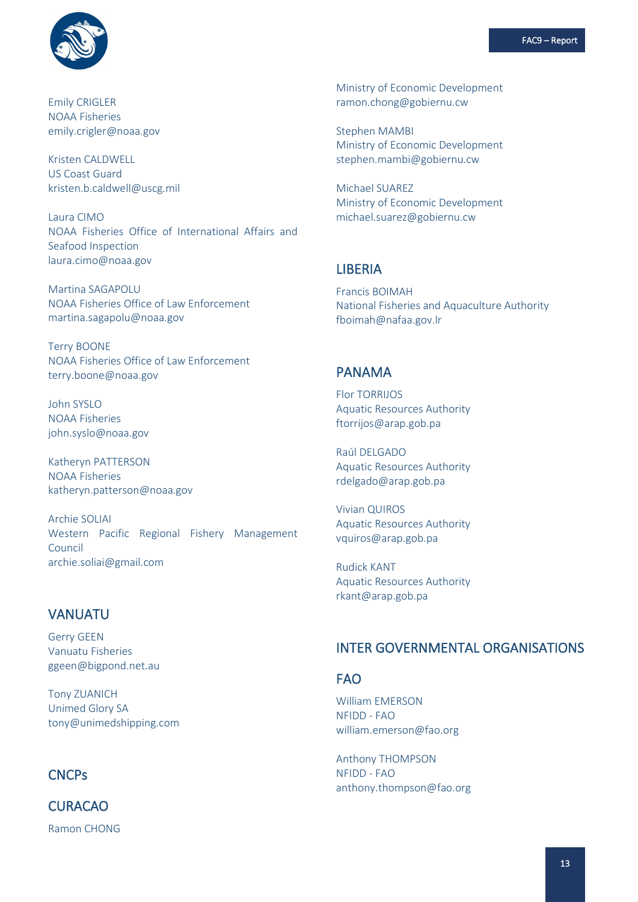Emily CRIGLER
NOAA Fisheries
emily.crigler@noaa.gov

Kristen CALDWELL
US Coast Guard
kristen.b.caldwell@uscg.mil

Laura CIMO
NOAA Fisheries Office of International Affairs and Seafood Inspection
laura.cimo@noaa.gov

Martina SAGAPOLU
NOAA Fisheries Office of Law Enforcement
martina.sagapolu@noaa.gov

Terry BOONE
NOAA Fisheries Office of Law Enforcement
terry.boone@noaa.gov

John SYSLO
NOAA Fisheries
john.syslo@noaa.gov

Katheryn PATTERSON
NOAA Fisheries
katheryn.patterson@noaa.gov

Archie SOLIAI
Western Pacific Regional Fishery Management Council
archie.soliai@gmail.com

## VANUATU

Gerry GEEN
Vanuatu Fisheries
ggeen@bigpond.net.au

Tony ZUANICH
Unimed Glory SA
tony@unimedshipping.com

## CNCPs

## CURACAO

Ramon CHONG
Ministry of Economic Development
ramon.chong@gobiernu.cw

Stephen MAMBI
Ministry of Economic Development
stephen.mambi@gobiernu.cw

Michael SUAREZ
Ministry of Economic Development
michael.suarez@gobiernu.cw

## LIBERIA

Francis BOIMAH
National Fisheries and Aquaculture Authority
fboimah@nafaa.gov.lr

## PANAMA

Flor TORRIJOS
Aquatic Resources Authority
ftorrijos@arap.gob.pa

Raúl DELGADO
Aquatic Resources Authority
rdelgado@arap.gob.pa

Vivian QUIROS
Aquatic Resources Authority
vquiros@arap.gob.pa

Rudick KANT
Aquatic Resources Authority
rkant@arap.gob.pa

## INTER GOVERNMENTAL ORGANISATIONS

## FAO

William EMERSON
NFIDD - FAO
william.emerson@fao.org

Anthony THOMPSON
NFIDD - FAO
anthony.thompson@fao.org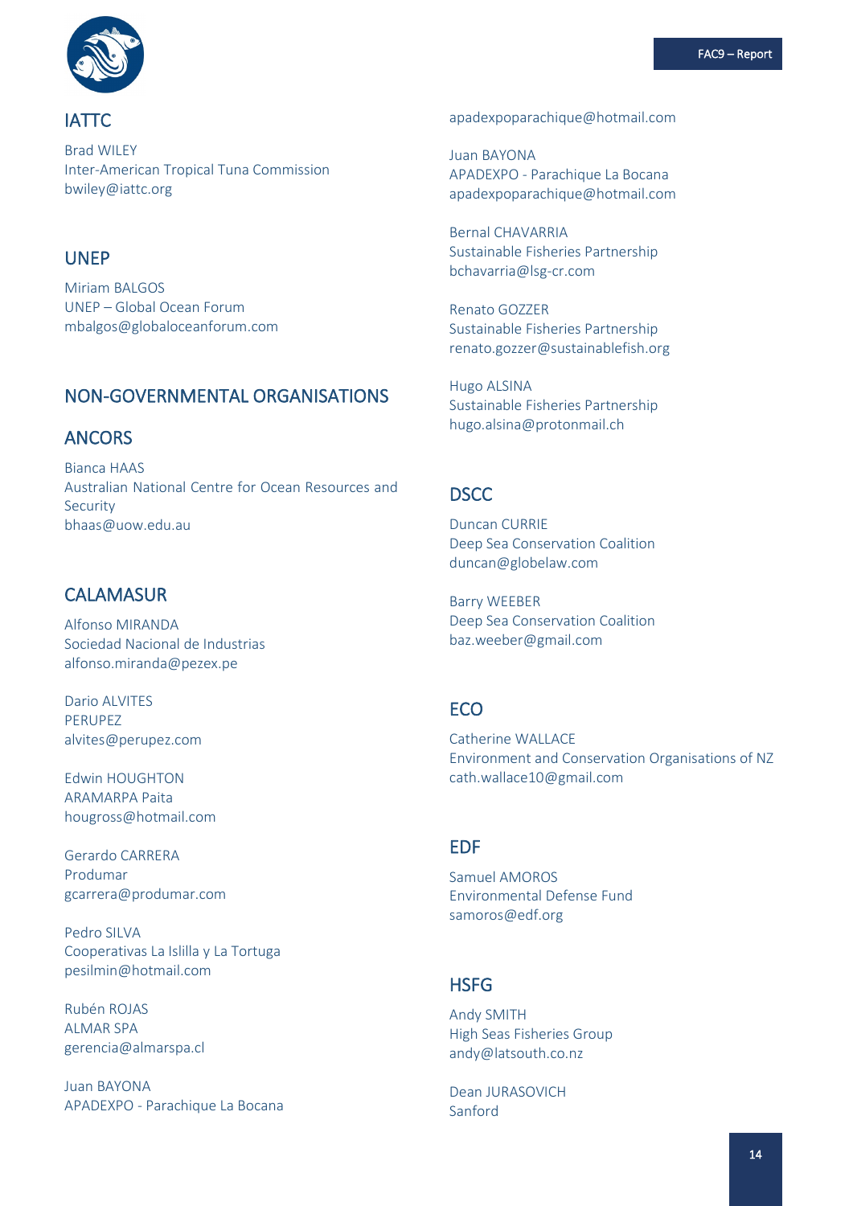## IATTC

Brad WILEY
Inter-American Tropical Tuna Commission
bwiley@iattc.org

## UNEP

Miriam BALGOS
UNEP – Global Ocean Forum
mbalgos@globaloceanforum.com

# NON-GOVERNMENTAL ORGANISATIONS

## ANCORS

Bianca HAAS
Australian National Centre for Ocean Resources and Security
bhaas@uow.edu.au

## CALAMASUR

Alfonso MIRANDA
Sociedad Nacional de Industrias
alfonso.miranda@pezex.pe

Dario ALVITES
PERUPEZ
alvites@perupez.com

Edwin HOUGHTON
ARAMARPA Paita
hougross@hotmail.com

Gerardo CARRERA
Produmar
gcarrera@produmar.com

Pedro SILVA
Cooperativas La Islilla y La Tortuga
pesilmin@hotmail.com

Rubén ROJAS
ALMAR SPA
gerencia@almarspa.cl

Juan BAYONA
APADEXPO - Parachique La Bocana
apadexpoparachique@hotmail.com

Juan BAYONA
APADEXPO - Parachique La Bocana
apadexpoparachique@hotmail.com

Bernal CHAVARRIA
Sustainable Fisheries Partnership
bchavarria@lsg-cr.com

Renato GOZZER
Sustainable Fisheries Partnership
renato.gozzer@sustainablefish.org

Hugo ALSINA
Sustainable Fisheries Partnership
hugo.alsina@protonmail.ch

## DSCC

Duncan CURRIE
Deep Sea Conservation Coalition
duncan@globelaw.com

Barry WEEBER
Deep Sea Conservation Coalition
baz.weeber@gmail.com

## ECO

Catherine WALLACE
Environment and Conservation Organisations of NZ
cath.wallace10@gmail.com

## EDF

Samuel AMOROS
Environmental Defense Fund
samoros@edf.org

## HSFG

Andy SMITH
High Seas Fisheries Group
andy@latsouth.co.nz

Dean JURASOVICH
Sanford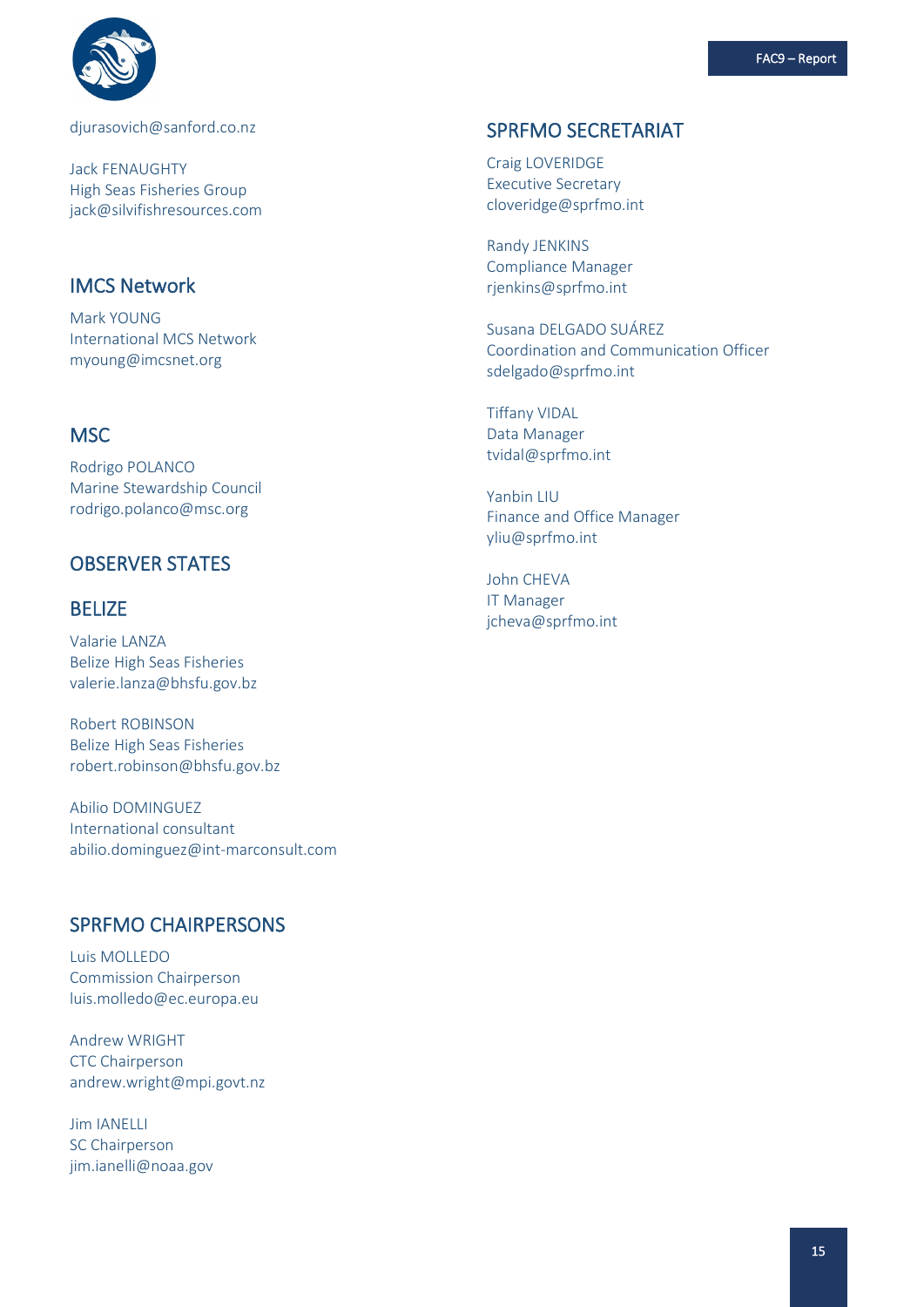djurasovich@sanford.co.nz

Jack FENAUGHTY
High Seas Fisheries Group
jack@silvifishresources.com

## IMCS Network

Mark YOUNG
International MCS Network
myoung@imcsnet.org

## MSC

Rodrigo POLANCO
Marine Stewardship Council
rodrigo.polanco@msc.org

## OBSERVER STATES

## BELIZE

Valarie LANZA
Belize High Seas Fisheries
valerie.lanza@bhsfu.gov.bz

Robert ROBINSON
Belize High Seas Fisheries
robert.robinson@bhsfu.gov.bz

Abilio DOMINGUEZ
International consultant
abilio.dominguez@int-marconsult.com

## SPRFMO CHAIRPERSONS

Luis MOLLEDO
Commission Chairperson
luis.molledo@ec.europa.eu

Andrew WRIGHT
CTC Chairperson
andrew.wright@mpi.govt.nz

Jim IANELLI
SC Chairperson
jim.ianelli@noaa.gov

## SPRFMO SECRETARIAT

Craig LOVERIDGE
Executive Secretary
cloveridge@sprfmo.int

Randy JENKINS
Compliance Manager
rjenkins@sprfmo.int

Susana DELGADO SUÁREZ
Coordination and Communication Officer
sdelgado@sprfmo.int

Tiffany VIDAL
Data Manager
tvidal@sprfmo.int

Yanbin LIU
Finance and Office Manager
yliu@sprfmo.int

John CHEVA
IT Manager
jcheva@sprfmo.int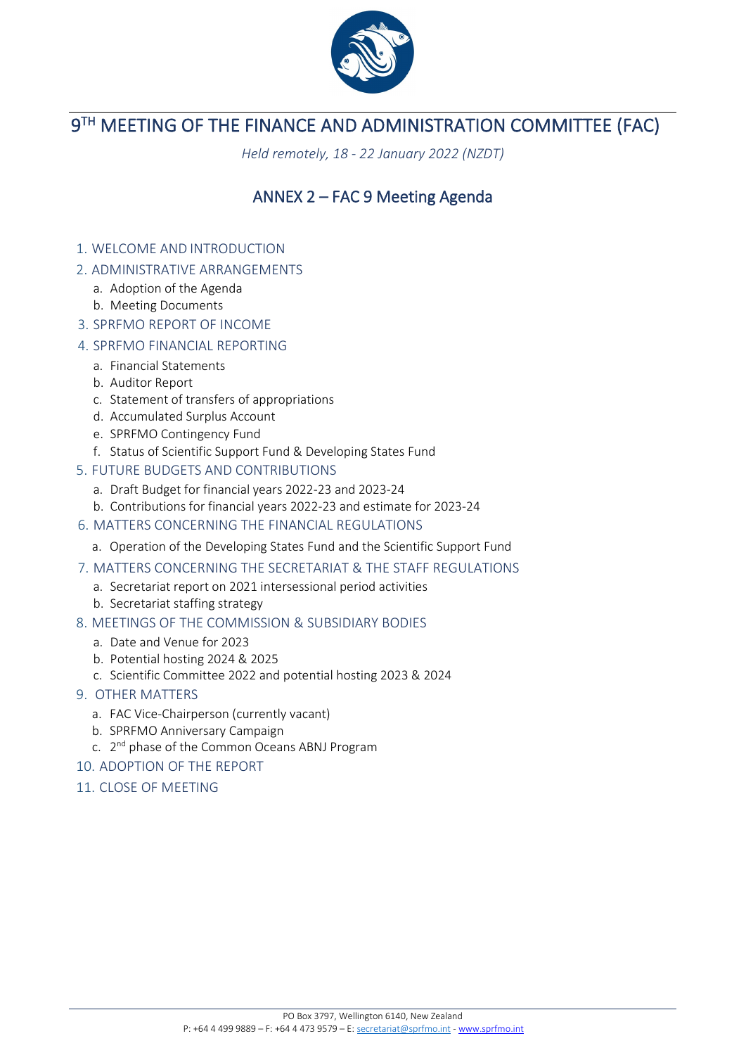# 9TH MEETING OF THE FINANCE AND ADMINISTRATION COMMITTEE (FAC)

*Held remotely, 18 - 22 January 2022 (NZDT)*

## ANNEX 2 – FAC 9 Meeting Agenda

1. WELCOME AND INTRODUCTION
2. ADMINISTRATIVE ARRANGEMENTS
   a. Adoption of the Agenda
   b. Meeting Documents
3. SPRFMO REPORT OF INCOME
4. SPRFMO FINANCIAL REPORTING
   a. Financial Statements
   b. Auditor Report
   c. Statement of transfers of appropriations
   d. Accumulated Surplus Account
   e. SPRFMO Contingency Fund
   f. Status of Scientific Support Fund & Developing States Fund
5. FUTURE BUDGETS AND CONTRIBUTIONS
   a. Draft Budget for financial years 2022-23 and 2023-24
   b. Contributions for financial years 2022-23 and estimate for 2023-24
6. MATTERS CONCERNING THE FINANCIAL REGULATIONS
   a. Operation of the Developing States Fund and the Scientific Support Fund
7. MATTERS CONCERNING THE SECRETARIAT & THE STAFF REGULATIONS
   a. Secretariat report on 2021 intersessional period activities
   b. Secretariat staffing strategy
8. MEETINGS OF THE COMMISSION & SUBSIDIARY BODIES
   a. Date and Venue for 2023
   b. Potential hosting 2024 & 2025
   c. Scientific Committee 2022 and potential hosting 2023 & 2024
9. OTHER MATTERS
   a. FAC Vice-Chairperson (currently vacant)
   b. SPRFMO Anniversary Campaign
   c. 2nd phase of the Common Oceans ABNJ Program
10. ADOPTION OF THE REPORT
11. CLOSE OF MEETING